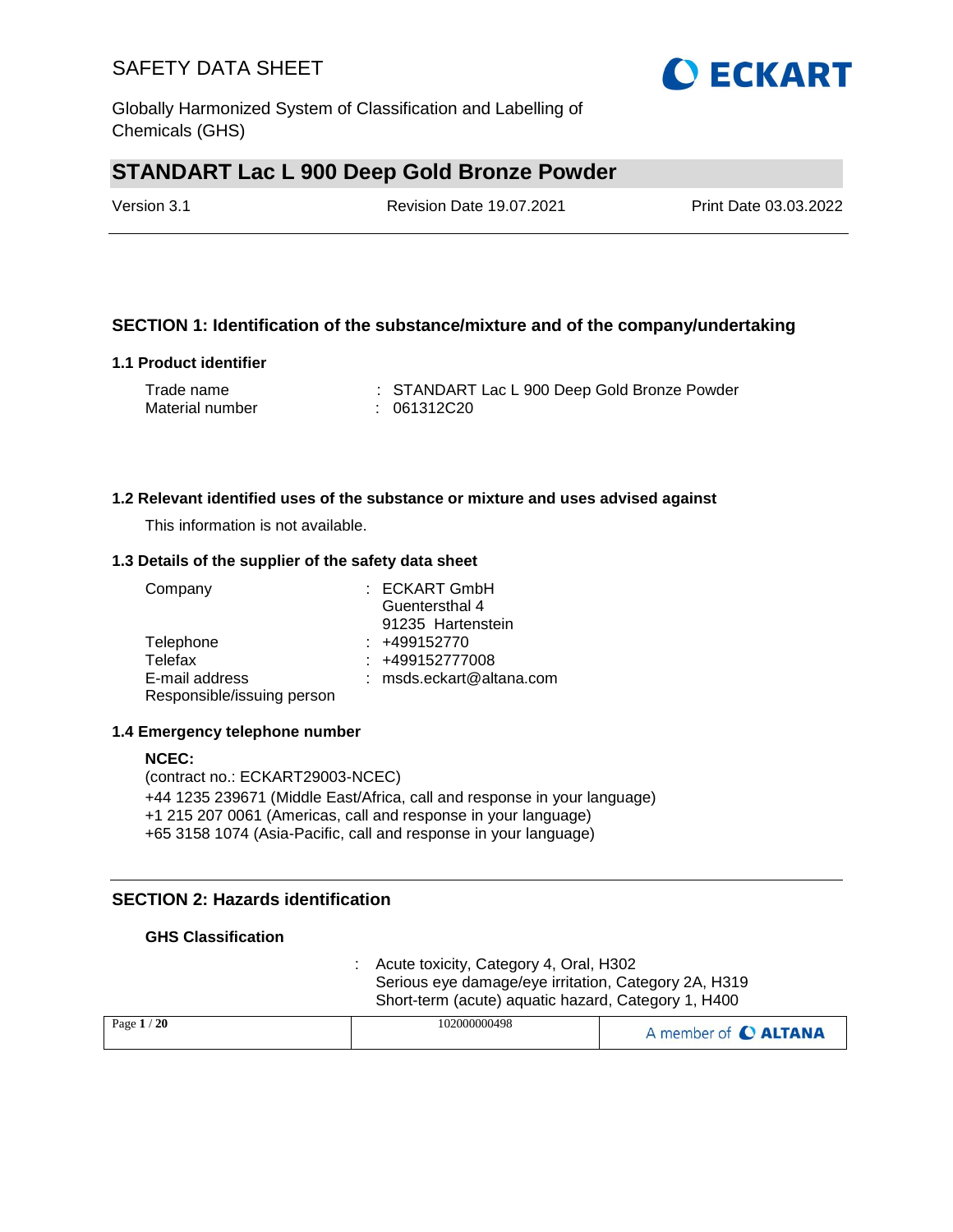# STANDART Lac L 900 Deep Gold Bronze Powder

Version 3.1 | Revision Date 19.07.2021 | Print Date 03.03.2022

## SECTION 1: Identification of the substance/mixture and of the company/undertaking

### 1.1 Product identifier

Trade name : STANDART Lac L 900 Deep Gold Bronze Powder
Material number : 061312C20

### 1.2 Relevant identified uses of the substance or mixture and uses advised against

This information is not available.

### 1.3 Details of the supplier of the safety data sheet

Company : ECKART GmbH
Guentersthal 4
91235 Hartenstein
Telephone : +499152770
Telefax : +499152777008
E-mail address : msds.eckart@altana.com
Responsible/issuing person

### 1.4 Emergency telephone number

**NCEC:**
(contract no.: ECKART29003-NCEC)
+44 1235 239671 (Middle East/Africa, call and response in your language)
+1 215 207 0061 (Americas, call and response in your language)
+65 3158 1074 (Asia-Pacific, call and response in your language)

## SECTION 2: Hazards identification

**GHS Classification**

: Acute toxicity, Category 4, Oral, H302
Serious eye damage/eye irritation, Category 2A, H319
Short-term (acute) aquatic hazard, Category 1, H400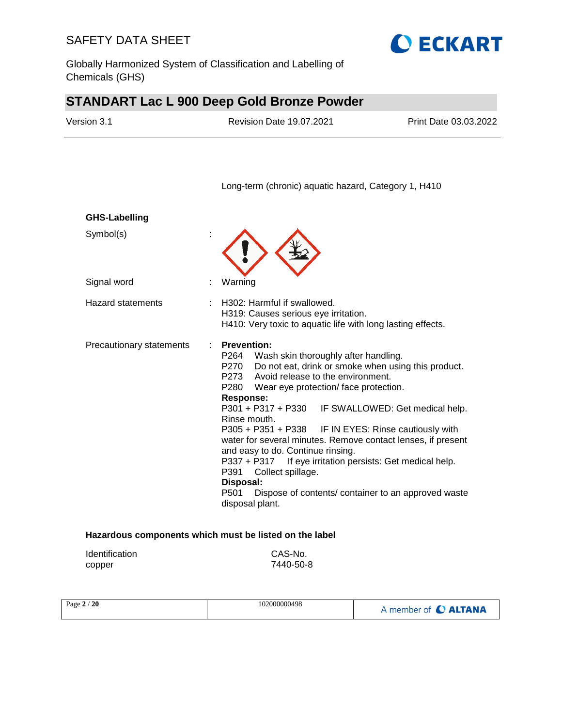Long-term (chronic) aquatic hazard, Category 1, H410

**GHS-Labelling**

Symbol(s) :

Signal word : Warning

Hazard statements : H302: Harmful if swallowed.
H319: Causes serious eye irritation.
H410: Very toxic to aquatic life with long lasting effects.

Precautionary statements : **Prevention:**
P264 Wash skin thoroughly after handling.
P270 Do not eat, drink or smoke when using this product.
P273 Avoid release to the environment.
P280 Wear eye protection/ face protection.
**Response:**
P301 + P317 + P330 IF SWALLOWED: Get medical help. Rinse mouth.
P305 + P351 + P338 IF IN EYES: Rinse cautiously with water for several minutes. Remove contact lenses, if present and easy to do. Continue rinsing.
P337 + P317 If eye irritation persists: Get medical help.
P391 Collect spillage.
**Disposal:**
P501 Dispose of contents/ container to an approved waste disposal plant.

**Hazardous components which must be listed on the label**

| Identification | CAS-No. |
| --- | --- |
| copper | 7440-50-8 |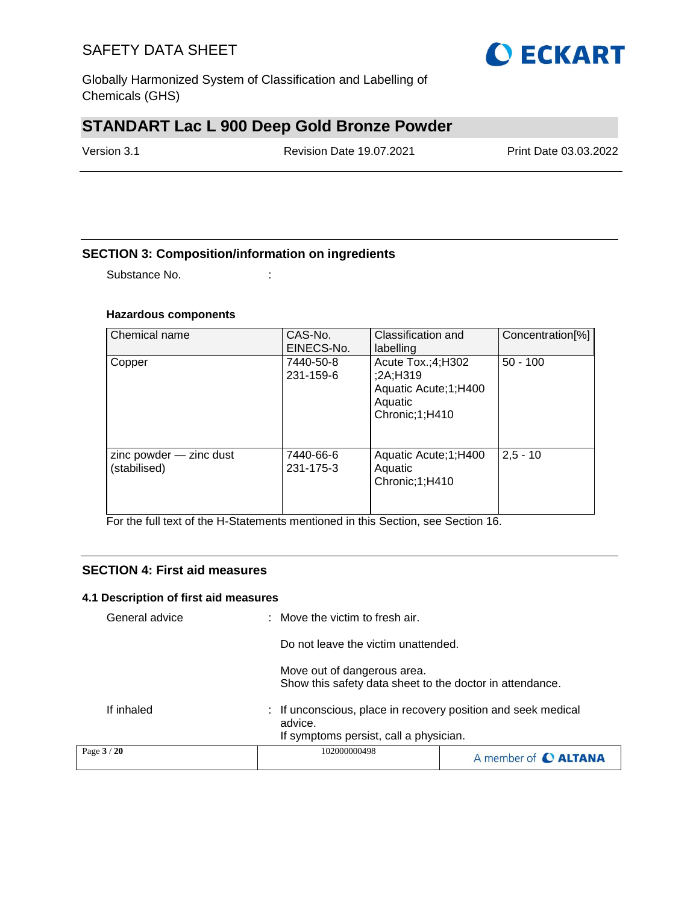## SECTION 3: Composition/information on ingredients

Substance No. :

### Hazardous components

| Chemical name | CAS-No. EINECS-No. | Classification and labelling | Concentration[%] |
|---|---|---|---|
| Copper | 7440-50-8 231-159-6 | Acute Tox.;4;H302 ;2A;H319 Aquatic Acute;1;H400 Aquatic Chronic;1;H410 | 50 - 100 |
| zinc powder — zinc dust (stabilised) | 7440-66-6 231-175-3 | Aquatic Acute;1;H400 Aquatic Chronic;1;H410 | 2,5 - 10 |

For the full text of the H-Statements mentioned in this Section, see Section 16.

## SECTION 4: First aid measures

### 4.1 Description of first aid measures

General advice : Move the victim to fresh air.

Do not leave the victim unattended.

Move out of dangerous area.
Show this safety data sheet to the doctor in attendance.

If inhaled : If unconscious, place in recovery position and seek medical advice.
If symptoms persist, call a physician.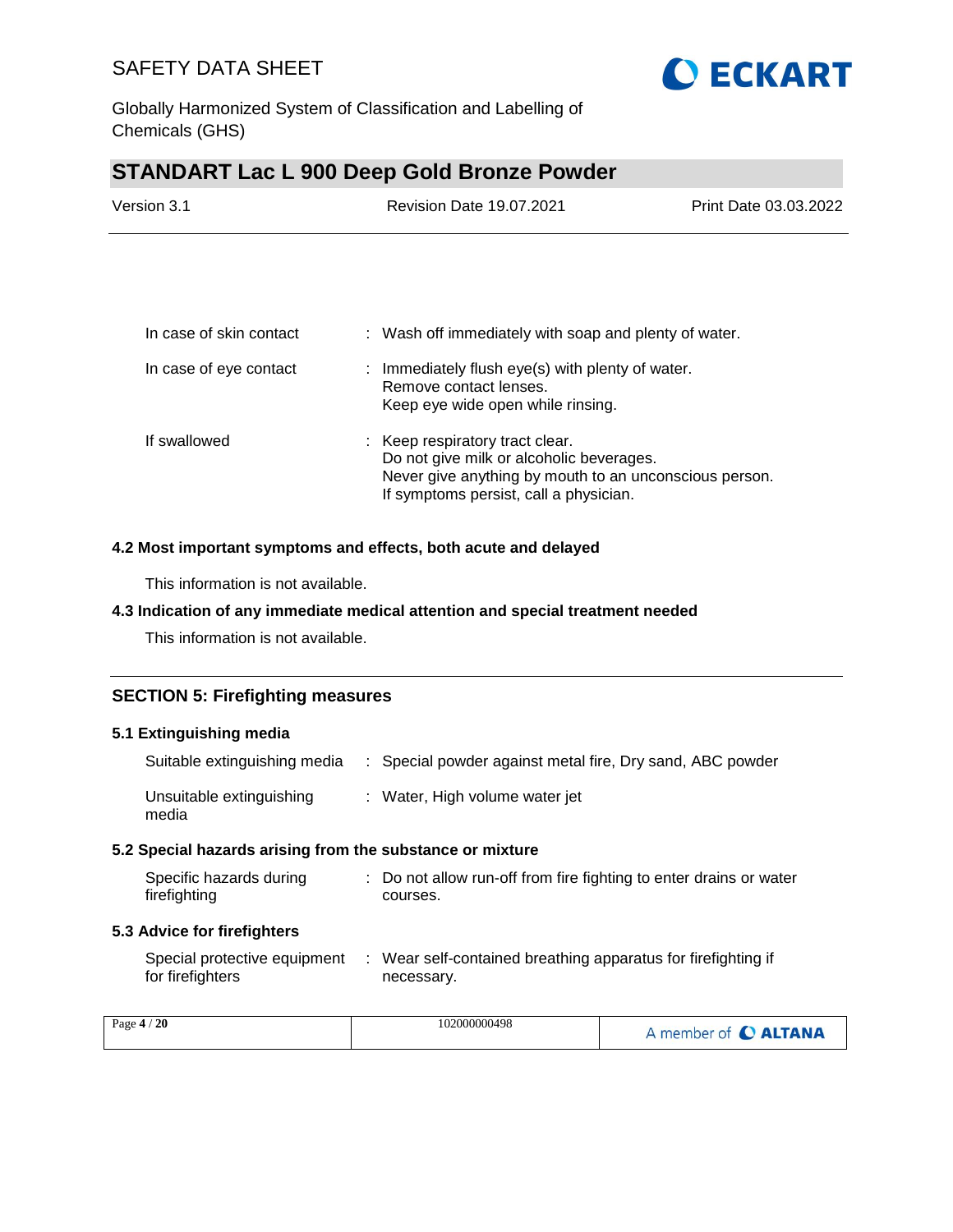| | | |
|---|---|---|
| In case of skin contact | : | Wash off immediately with soap and plenty of water. |
| In case of eye contact | : | Immediately flush eye(s) with plenty of water.<br>Remove contact lenses.<br>Keep eye wide open while rinsing. |
| If swallowed | : | Keep respiratory tract clear.<br>Do not give milk or alcoholic beverages.<br>Never give anything by mouth to an unconscious person.<br>If symptoms persist, call a physician. |

### 4.2 Most important symptoms and effects, both acute and delayed

This information is not available.

### 4.3 Indication of any immediate medical attention and special treatment needed

This information is not available.

## SECTION 5: Firefighting measures

### 5.1 Extinguishing media

| | | |
|---|---|---|
| Suitable extinguishing media | : | Special powder against metal fire, Dry sand, ABC powder |
| Unsuitable extinguishing media | : | Water, High volume water jet |

### 5.2 Special hazards arising from the substance or mixture

| | | |
|---|---|---|
| Specific hazards during firefighting | : | Do not allow run-off from fire fighting to enter drains or water courses. |

### 5.3 Advice for firefighters

| | | |
|---|---|---|
| Special protective equipment for firefighters | : | Wear self-contained breathing apparatus for firefighting if necessary. |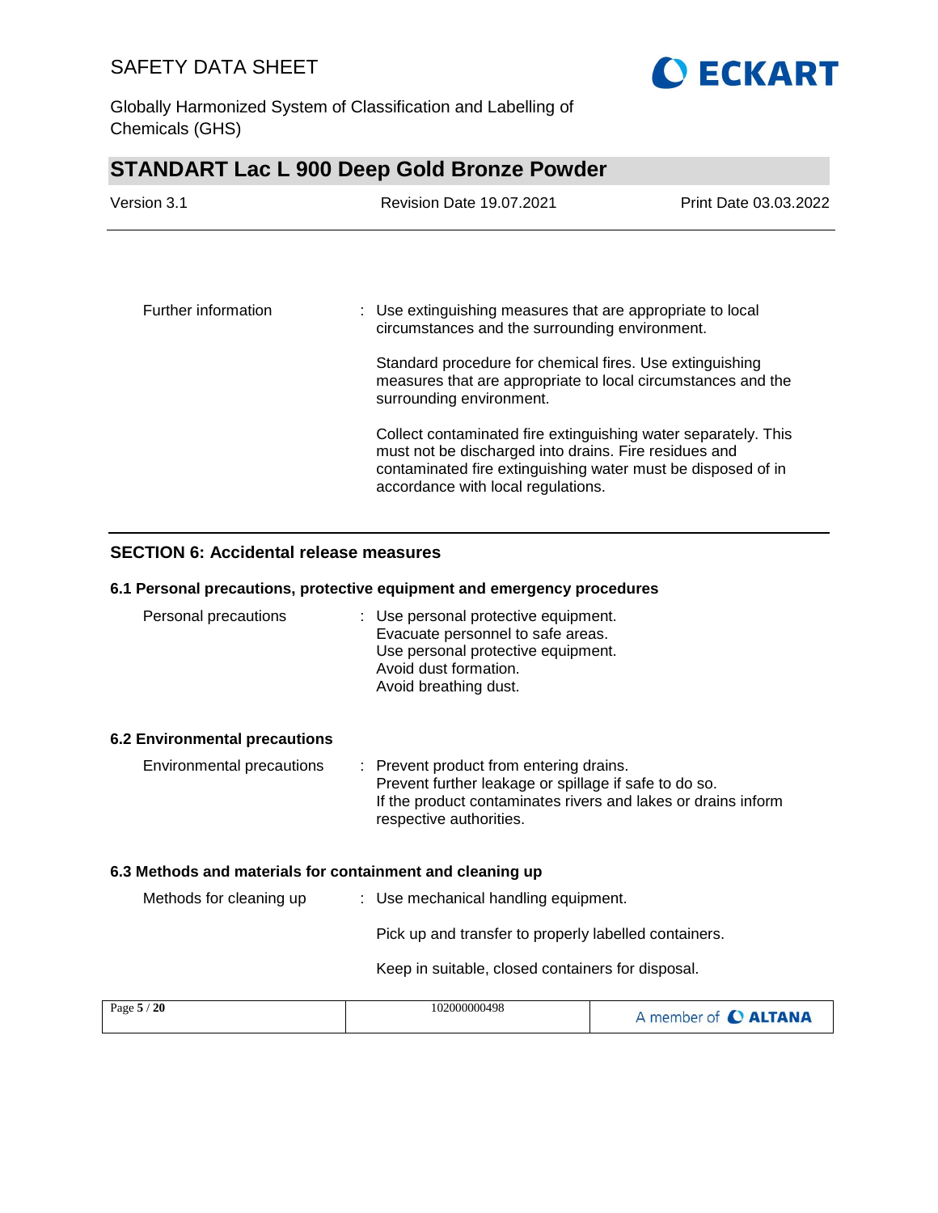| | |
|---|---|
| Further information | : Use extinguishing measures that are appropriate to local circumstances and the surrounding environment.<br><br>Standard procedure for chemical fires. Use extinguishing measures that are appropriate to local circumstances and the surrounding environment.<br><br>Collect contaminated fire extinguishing water separately. This must not be discharged into drains. Fire residues and contaminated fire extinguishing water must be disposed of in accordance with local regulations. |

## SECTION 6: Accidental release measures

### 6.1 Personal precautions, protective equipment and emergency procedures

| | |
|---|---|
| Personal precautions | : Use personal protective equipment.<br>Evacuate personnel to safe areas.<br>Use personal protective equipment.<br>Avoid dust formation.<br>Avoid breathing dust. |

### 6.2 Environmental precautions

| | |
|---|---|
| Environmental precautions | : Prevent product from entering drains.<br>Prevent further leakage or spillage if safe to do so.<br>If the product contaminates rivers and lakes or drains inform respective authorities. |

### 6.3 Methods and materials for containment and cleaning up

| | |
|---|---|
| Methods for cleaning up | : Use mechanical handling equipment.<br><br>Pick up and transfer to properly labelled containers.<br><br>Keep in suitable, closed containers for disposal. |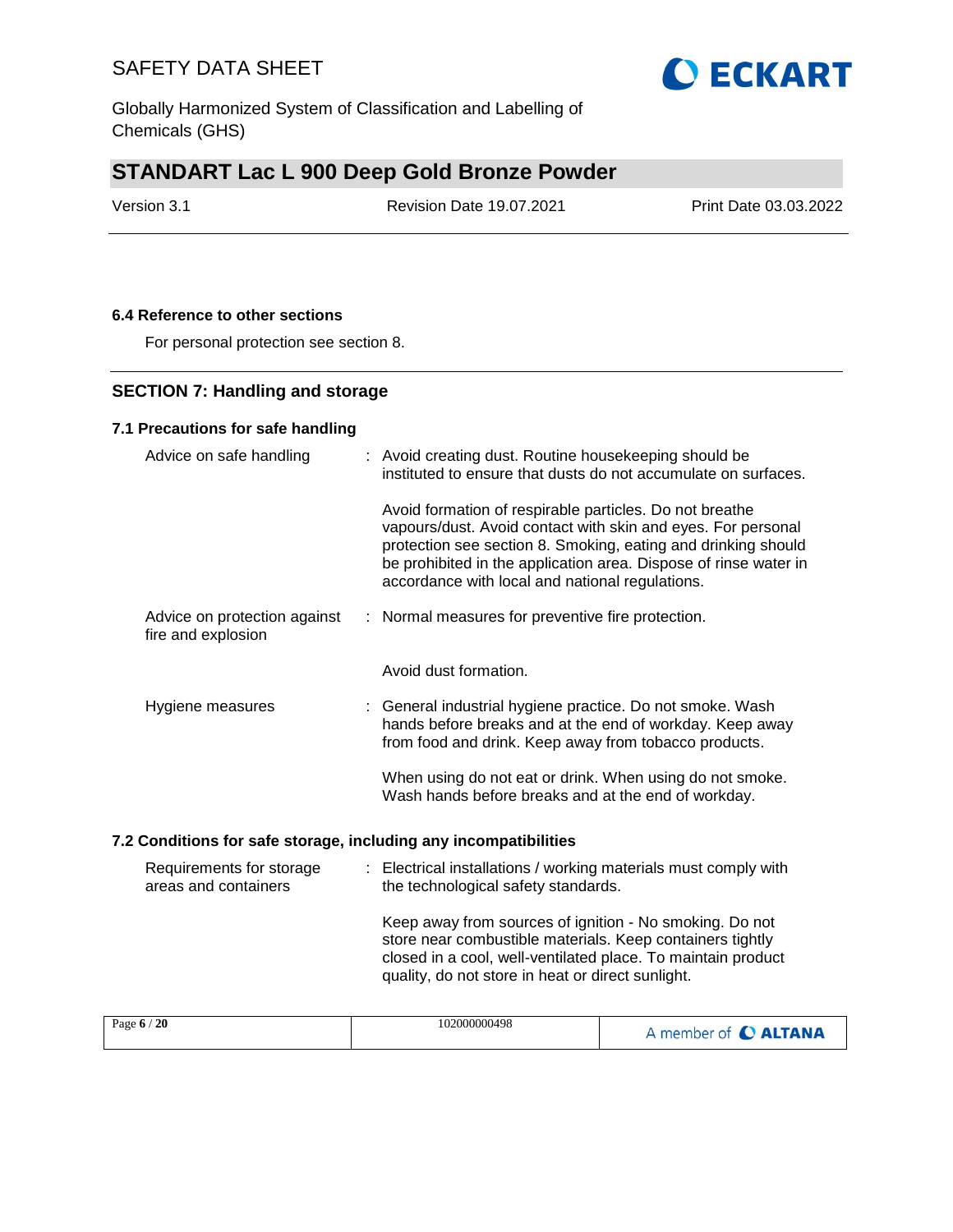### 6.4 Reference to other sections

For personal protection see section 8.

## SECTION 7: Handling and storage

### 7.1 Precautions for safe handling

| | |
|---|---|
| Advice on safe handling | : Avoid creating dust. Routine housekeeping should be instituted to ensure that dusts do not accumulate on surfaces.<br><br>Avoid formation of respirable particles. Do not breathe vapours/dust. Avoid contact with skin and eyes. For personal protection see section 8. Smoking, eating and drinking should be prohibited in the application area. Dispose of rinse water in accordance with local and national regulations. |
| Advice on protection against fire and explosion | : Normal measures for preventive fire protection.<br><br>Avoid dust formation. |
| Hygiene measures | : General industrial hygiene practice. Do not smoke. Wash hands before breaks and at the end of workday. Keep away from food and drink. Keep away from tobacco products.<br><br>When using do not eat or drink. When using do not smoke. Wash hands before breaks and at the end of workday. |

### 7.2 Conditions for safe storage, including any incompatibilities

| | |
|---|---|
| Requirements for storage areas and containers | : Electrical installations / working materials must comply with the technological safety standards.<br><br>Keep away from sources of ignition - No smoking. Do not store near combustible materials. Keep containers tightly closed in a cool, well-ventilated place. To maintain product quality, do not store in heat or direct sunlight. |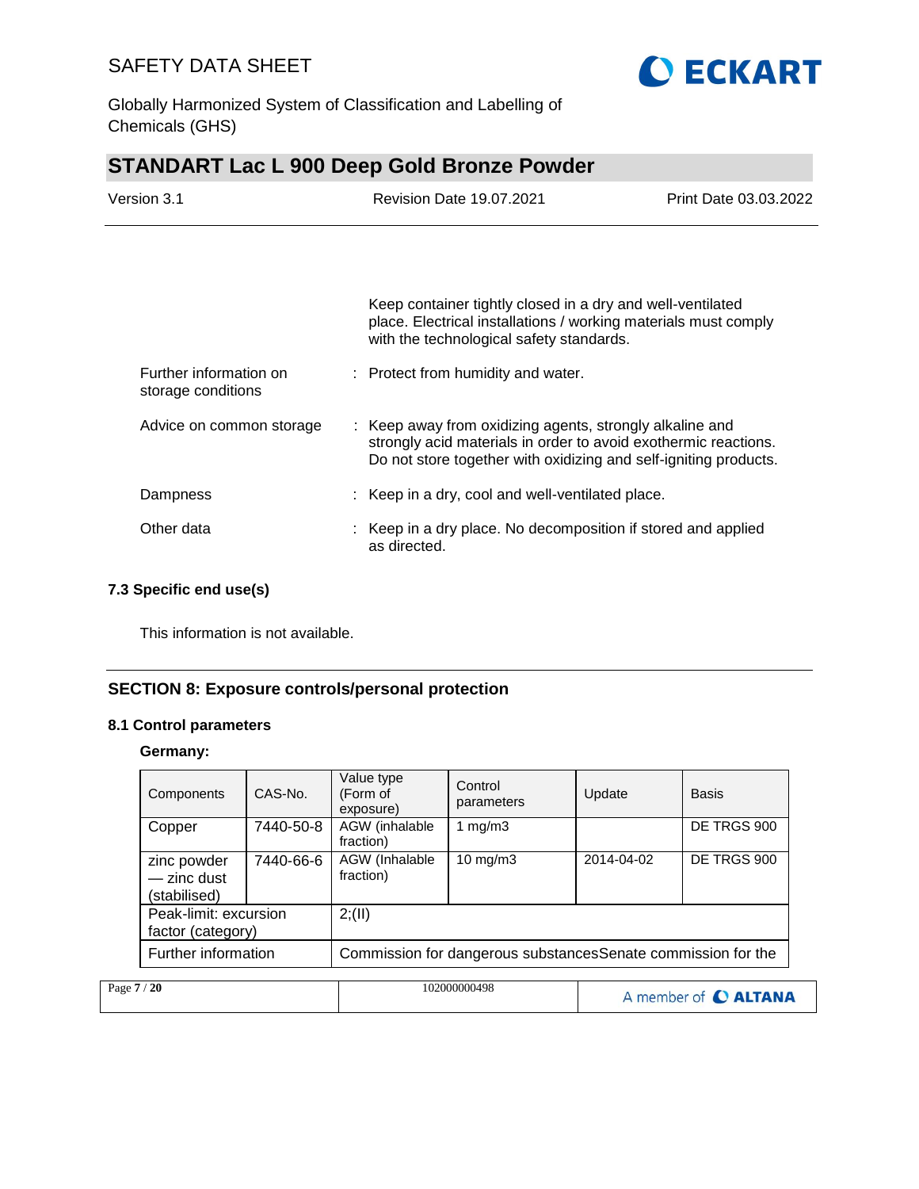| | |
|---|---|
| | Keep container tightly closed in a dry and well-ventilated place. Electrical installations / working materials must comply with the technological safety standards. |
| Further information on storage conditions | : Protect from humidity and water. |
| Advice on common storage | : Keep away from oxidizing agents, strongly alkaline and strongly acid materials in order to avoid exothermic reactions. Do not store together with oxidizing and self-igniting products. |
| Dampness | : Keep in a dry, cool and well-ventilated place. |
| Other data | : Keep in a dry place. No decomposition if stored and applied as directed. |

### 7.3 Specific end use(s)

This information is not available.

## SECTION 8: Exposure controls/personal protection

### 8.1 Control parameters

**Germany:**

| Components | CAS-No. | Value type (Form of exposure) | Control parameters | Update | Basis |
|---|---|---|---|---|---|
| Copper | 7440-50-8 | AGW (inhalable fraction) | 1 mg/m3 | | DE TRGS 900 |
| zinc powder — zinc dust (stabilised) | 7440-66-6 | AGW (Inhalable fraction) | 10 mg/m3 | 2014-04-02 | DE TRGS 900 |
| Peak-limit: excursion factor (category) | | 2;(II) | | | |
| Further information | | Commission for dangerous substancesSenate commission for the | | | |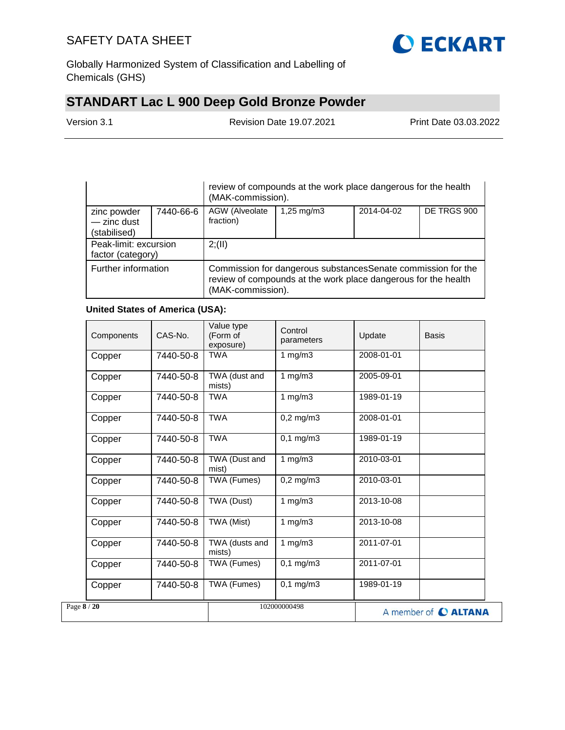| | | | | | |
|---|---|---|---|---|---|
| | | review of compounds at the work place dangerous for the health (MAK-commission). | | | |
| zinc powder — zinc dust (stabilised) | 7440-66-6 | AGW (Alveolate fraction) | 1,25 mg/m3 | 2014-04-02 | DE TRGS 900 |
| Peak-limit: excursion factor (category) | | 2;(II) | | | |
| Further information | | Commission for dangerous substancesSenate commission for the review of compounds at the work place dangerous for the health (MAK-commission). | | | |

**United States of America (USA):**

| Components | CAS-No. | Value type (Form of exposure) | Control parameters | Update | Basis |
|---|---|---|---|---|---|
| Copper | 7440-50-8 | TWA | 1 mg/m3 | 2008-01-01 | |
| Copper | 7440-50-8 | TWA (dust and mists) | 1 mg/m3 | 2005-09-01 | |
| Copper | 7440-50-8 | TWA | 1 mg/m3 | 1989-01-19 | |
| Copper | 7440-50-8 | TWA | 0,2 mg/m3 | 2008-01-01 | |
| Copper | 7440-50-8 | TWA | 0,1 mg/m3 | 1989-01-19 | |
| Copper | 7440-50-8 | TWA (Dust and mist) | 1 mg/m3 | 2010-03-01 | |
| Copper | 7440-50-8 | TWA (Fumes) | 0,2 mg/m3 | 2010-03-01 | |
| Copper | 7440-50-8 | TWA (Dust) | 1 mg/m3 | 2013-10-08 | |
| Copper | 7440-50-8 | TWA (Mist) | 1 mg/m3 | 2013-10-08 | |
| Copper | 7440-50-8 | TWA (dusts and mists) | 1 mg/m3 | 2011-07-01 | |
| Copper | 7440-50-8 | TWA (Fumes) | 0,1 mg/m3 | 2011-07-01 | |
| Copper | 7440-50-8 | TWA (Fumes) | 0,1 mg/m3 | 1989-01-19 | |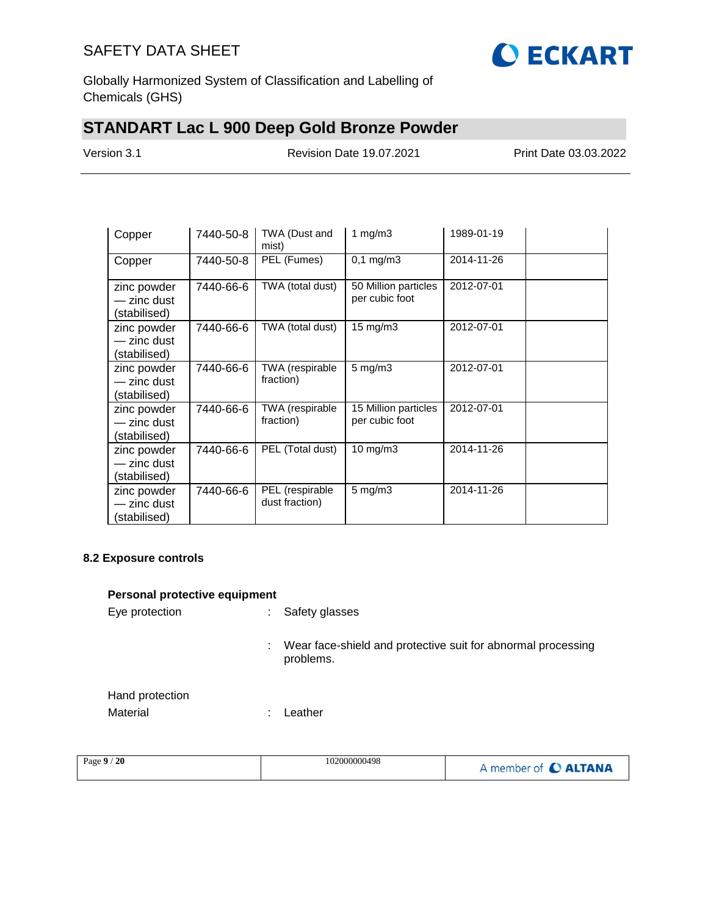| Copper | 7440-50-8 | TWA (Dust and mist) | 1 mg/m3 | 1989-01-19 | |
|---|---|---|---|---|---|
| Copper | 7440-50-8 | PEL (Fumes) | 0,1 mg/m3 | 2014-11-26 | |
| zinc powder — zinc dust (stabilised) | 7440-66-6 | TWA (total dust) | 50 Million particles per cubic foot | 2012-07-01 | |
| zinc powder — zinc dust (stabilised) | 7440-66-6 | TWA (total dust) | 15 mg/m3 | 2012-07-01 | |
| zinc powder — zinc dust (stabilised) | 7440-66-6 | TWA (respirable fraction) | 5 mg/m3 | 2012-07-01 | |
| zinc powder — zinc dust (stabilised) | 7440-66-6 | TWA (respirable fraction) | 15 Million particles per cubic foot | 2012-07-01 | |
| zinc powder — zinc dust (stabilised) | 7440-66-6 | PEL (Total dust) | 10 mg/m3 | 2014-11-26 | |
| zinc powder — zinc dust (stabilised) | 7440-66-6 | PEL (respirable dust fraction) | 5 mg/m3 | 2014-11-26 | |

### 8.2 Exposure controls

**Personal protective equipment**

Eye protection : Safety glasses

: Wear face-shield and protective suit for abnormal processing problems.

Hand protection

Material : Leather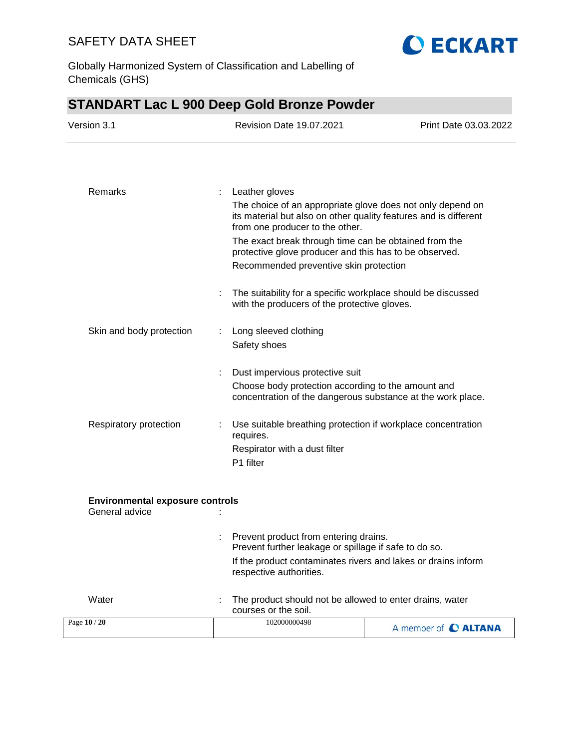| | | |
|---|---|---|
| Remarks | : | Leather gloves<br>The choice of an appropriate glove does not only depend on its material but also on other quality features and is different from one producer to the other.<br>The exact break through time can be obtained from the protective glove producer and this has to be observed.<br>Recommended preventive skin protection |
| | : | The suitability for a specific workplace should be discussed with the producers of the protective gloves. |
| Skin and body protection | : | Long sleeved clothing<br>Safety shoes |
| | : | Dust impervious protective suit<br>Choose body protection according to the amount and concentration of the dangerous substance at the work place. |
| Respiratory protection | : | Use suitable breathing protection if workplace concentration requires.<br>Respirator with a dust filter<br>P1 filter |

**Environmental exposure controls**

| | | |
|---|---|---|
| General advice | : | |
| | : | Prevent product from entering drains.<br>Prevent further leakage or spillage if safe to do so.<br>If the product contaminates rivers and lakes or drains inform respective authorities. |
| Water | : | The product should not be allowed to enter drains, water courses or the soil. |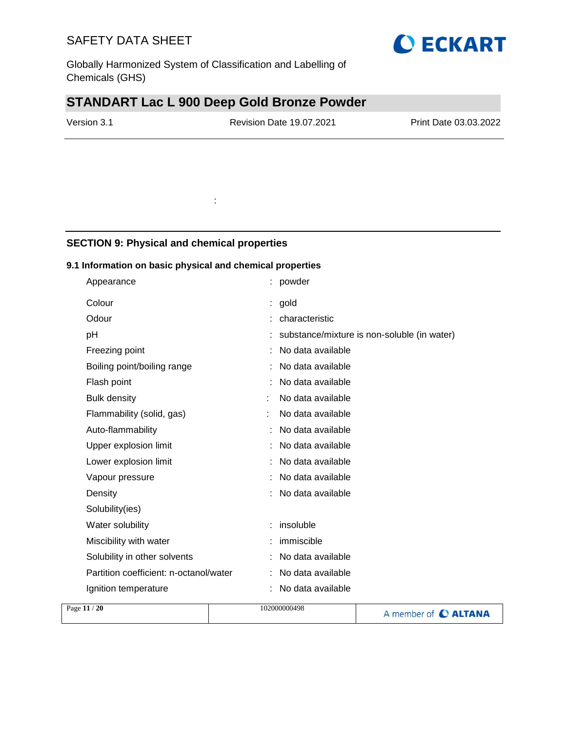:

## SECTION 9: Physical and chemical properties

### 9.1 Information on basic physical and chemical properties

| | | |
|---|---|---|
| Appearance | : | powder |
| Colour | : | gold |
| Odour | : | characteristic |
| pH | : | substance/mixture is non-soluble (in water) |
| Freezing point | : | No data available |
| Boiling point/boiling range | : | No data available |
| Flash point | : | No data available |
| Bulk density | : | No data available |
| Flammability (solid, gas) | : | No data available |
| Auto-flammability | : | No data available |
| Upper explosion limit | : | No data available |
| Lower explosion limit | : | No data available |
| Vapour pressure | : | No data available |
| Density | : | No data available |
| Solubility(ies) | | |
| Water solubility | : | insoluble |
| Miscibility with water | : | immiscible |
| Solubility in other solvents | : | No data available |
| Partition coefficient: n-octanol/water | : | No data available |
| Ignition temperature | : | No data available |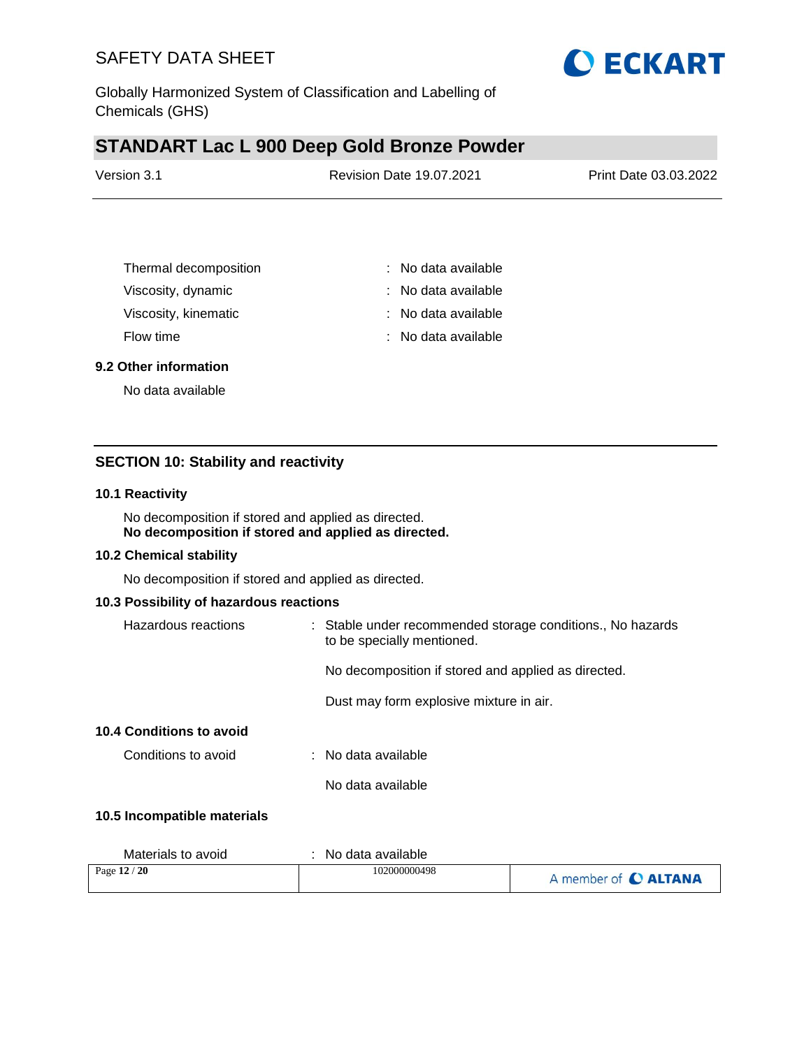| | | |
|---|---|---|
| Thermal decomposition | : | No data available |
| Viscosity, dynamic | : | No data available |
| Viscosity, kinematic | : | No data available |
| Flow time | : | No data available |

### 9.2 Other information

No data available

## SECTION 10: Stability and reactivity

### 10.1 Reactivity

No decomposition if stored and applied as directed.
**No decomposition if stored and applied as directed.**

### 10.2 Chemical stability

No decomposition if stored and applied as directed.

### 10.3 Possibility of hazardous reactions

Hazardous reactions : Stable under recommended storage conditions., No hazards to be specially mentioned.

No decomposition if stored and applied as directed.

Dust may form explosive mixture in air.

### 10.4 Conditions to avoid

Conditions to avoid : No data available

No data available

### 10.5 Incompatible materials

Materials to avoid : No data available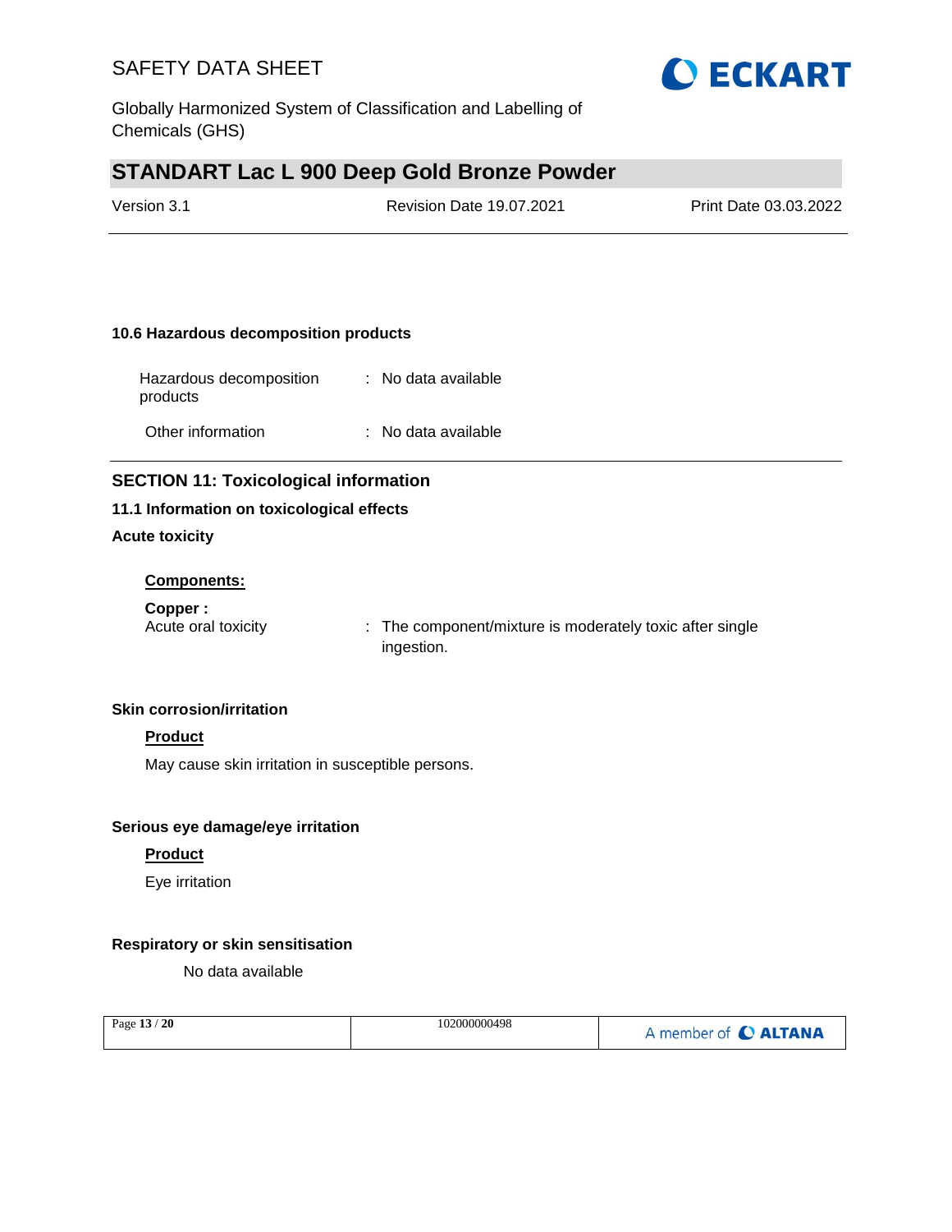### 10.6 Hazardous decomposition products

Hazardous decomposition products : No data available

Other information : No data available

## SECTION 11: Toxicological information

### 11.1 Information on toxicological effects

**Acute toxicity**

**Components:**

**Copper :**
Acute oral toxicity : The component/mixture is moderately toxic after single ingestion.

**Skin corrosion/irritation**

**Product**

May cause skin irritation in susceptible persons.

**Serious eye damage/eye irritation**

**Product**

Eye irritation

**Respiratory or skin sensitisation**

No data available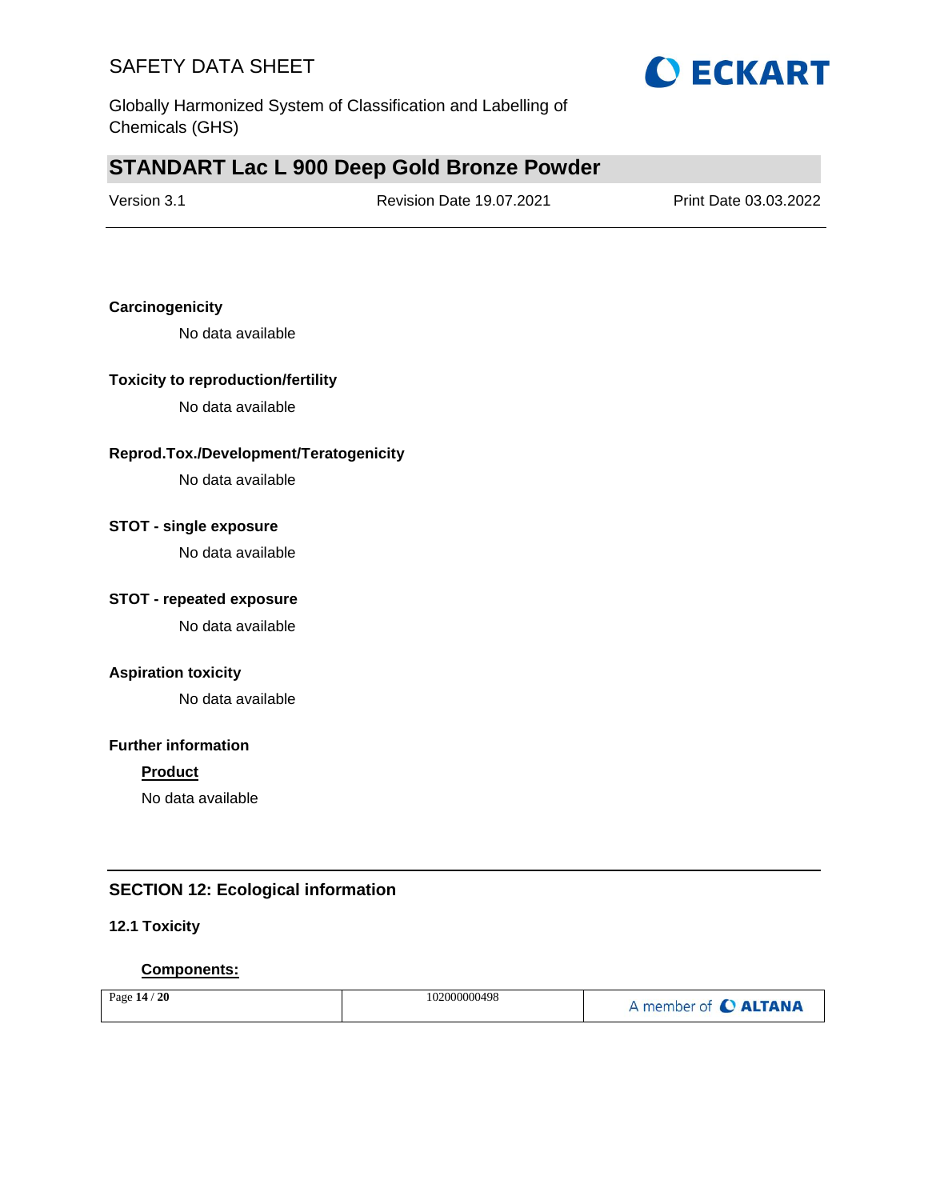**Carcinogenicity**

No data available

**Toxicity to reproduction/fertility**

No data available

**Reprod.Tox./Development/Teratogenicity**

No data available

**STOT - single exposure**

No data available

**STOT - repeated exposure**

No data available

**Aspiration toxicity**

No data available

**Further information**

**Product**

No data available

## SECTION 12: Ecological information

### 12.1 Toxicity

**Components:**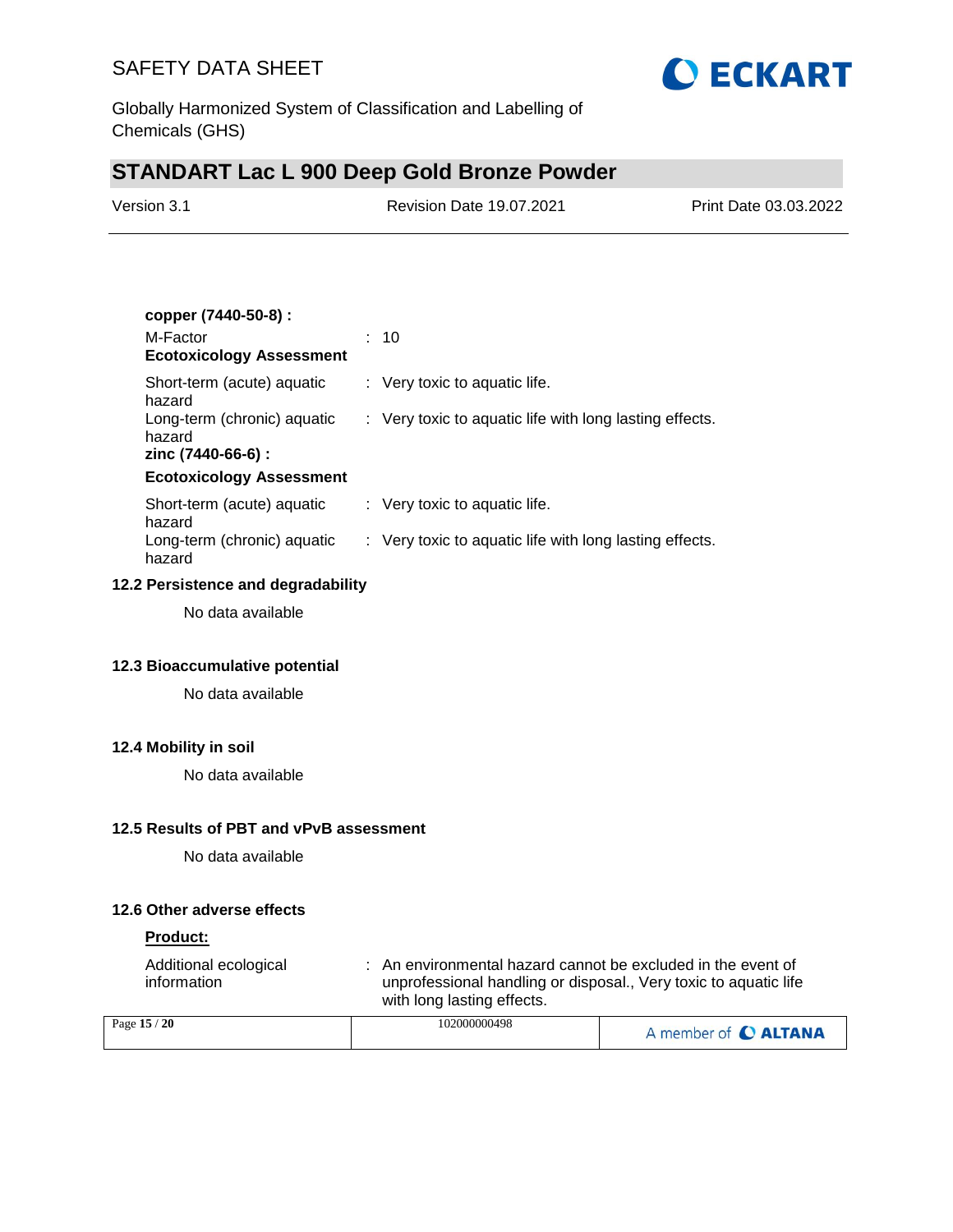**copper (7440-50-8) :**

M-Factor : 10

**Ecotoxicology Assessment**

| | |
|---|---|
| Short-term (acute) aquatic hazard | : Very toxic to aquatic life. |
| Long-term (chronic) aquatic hazard | : Very toxic to aquatic life with long lasting effects. |

**zinc (7440-66-6) :**

**Ecotoxicology Assessment**

| | |
|---|---|
| Short-term (acute) aquatic hazard | : Very toxic to aquatic life. |
| Long-term (chronic) aquatic hazard | : Very toxic to aquatic life with long lasting effects. |

### 12.2 Persistence and degradability

No data available

### 12.3 Bioaccumulative potential

No data available

### 12.4 Mobility in soil

No data available

### 12.5 Results of PBT and vPvB assessment

No data available

### 12.6 Other adverse effects

**Product:**

Additional ecological information : An environmental hazard cannot be excluded in the event of unprofessional handling or disposal., Very toxic to aquatic life with long lasting effects.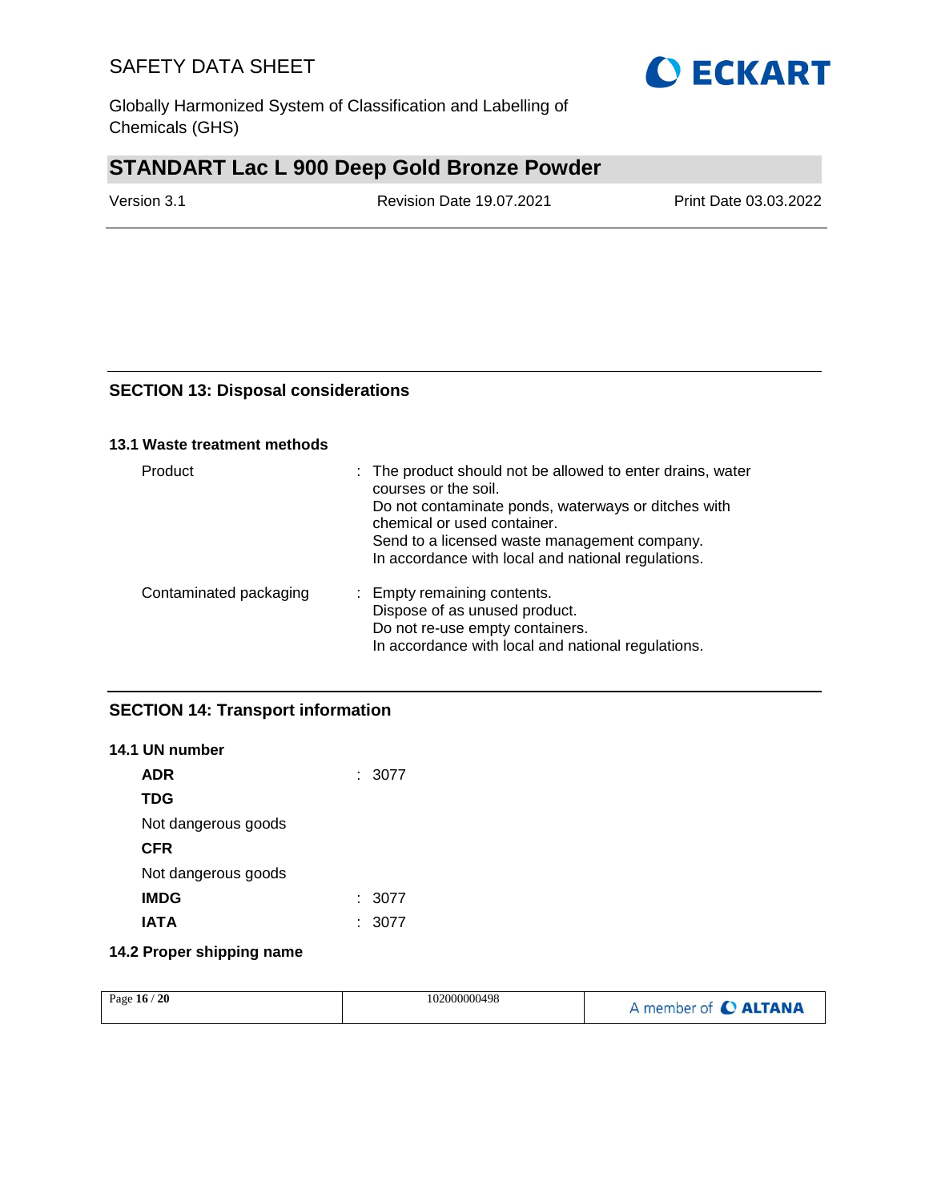## SECTION 13: Disposal considerations

### 13.1 Waste treatment methods

| | |
|---|---|
| Product | : The product should not be allowed to enter drains, water courses or the soil.<br>Do not contaminate ponds, waterways or ditches with chemical or used container.<br>Send to a licensed waste management company.<br>In accordance with local and national regulations. |
| Contaminated packaging | : Empty remaining contents.<br>Dispose of as unused product.<br>Do not re-use empty containers.<br>In accordance with local and national regulations. |

## SECTION 14: Transport information

### 14.1 UN number

**ADR** : 3077

**TDG**

Not dangerous goods

**CFR**

Not dangerous goods

**IMDG** : 3077

**IATA** : 3077

### 14.2 Proper shipping name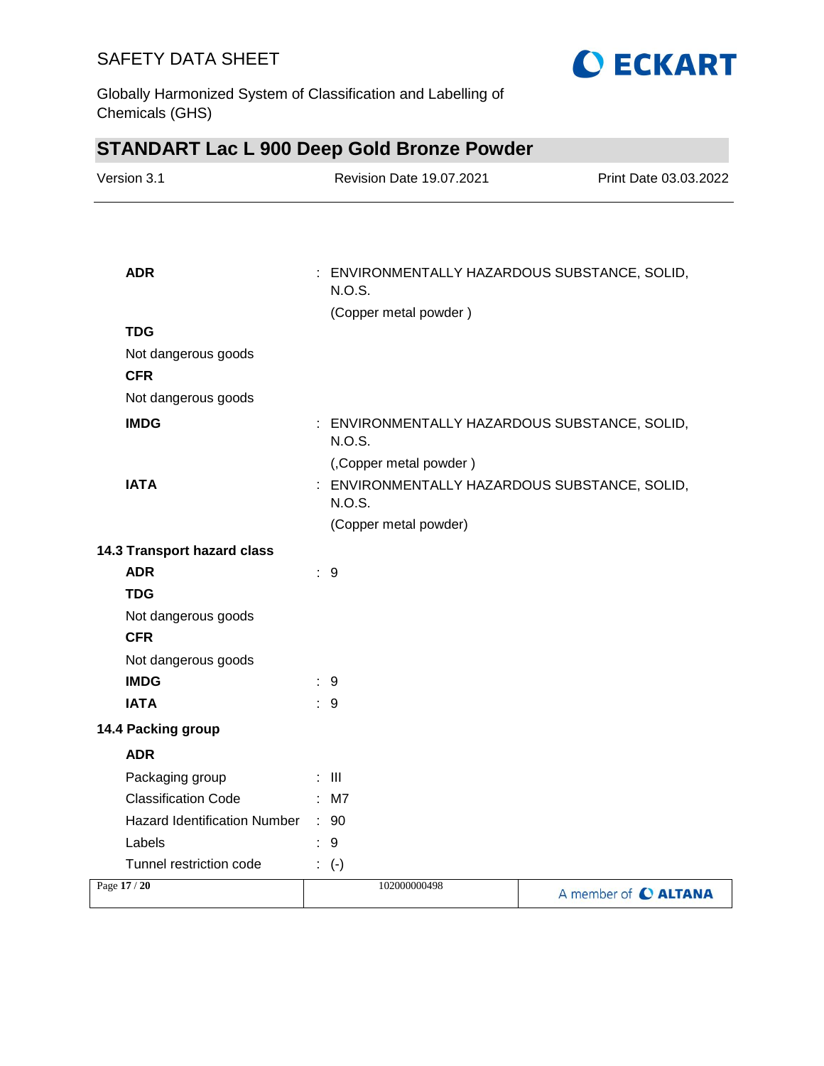**ADR** : ENVIRONMENTALLY HAZARDOUS SUBSTANCE, SOLID, N.O.S.
(Copper metal powder )

**TDG**

Not dangerous goods

**CFR**

Not dangerous goods

**IMDG** : ENVIRONMENTALLY HAZARDOUS SUBSTANCE, SOLID, N.O.S.
(,Copper metal powder )

**IATA** : ENVIRONMENTALLY HAZARDOUS SUBSTANCE, SOLID, N.O.S.
(Copper metal powder)

**14.3 Transport hazard class**

**ADR** : 9

**TDG**

Not dangerous goods

**CFR**

Not dangerous goods

**IMDG** : 9

**IATA** : 9

**14.4 Packing group**

**ADR**

Packaging group : III

Classification Code : M7

Hazard Identification Number : 90

Labels : 9

Tunnel restriction code : (-)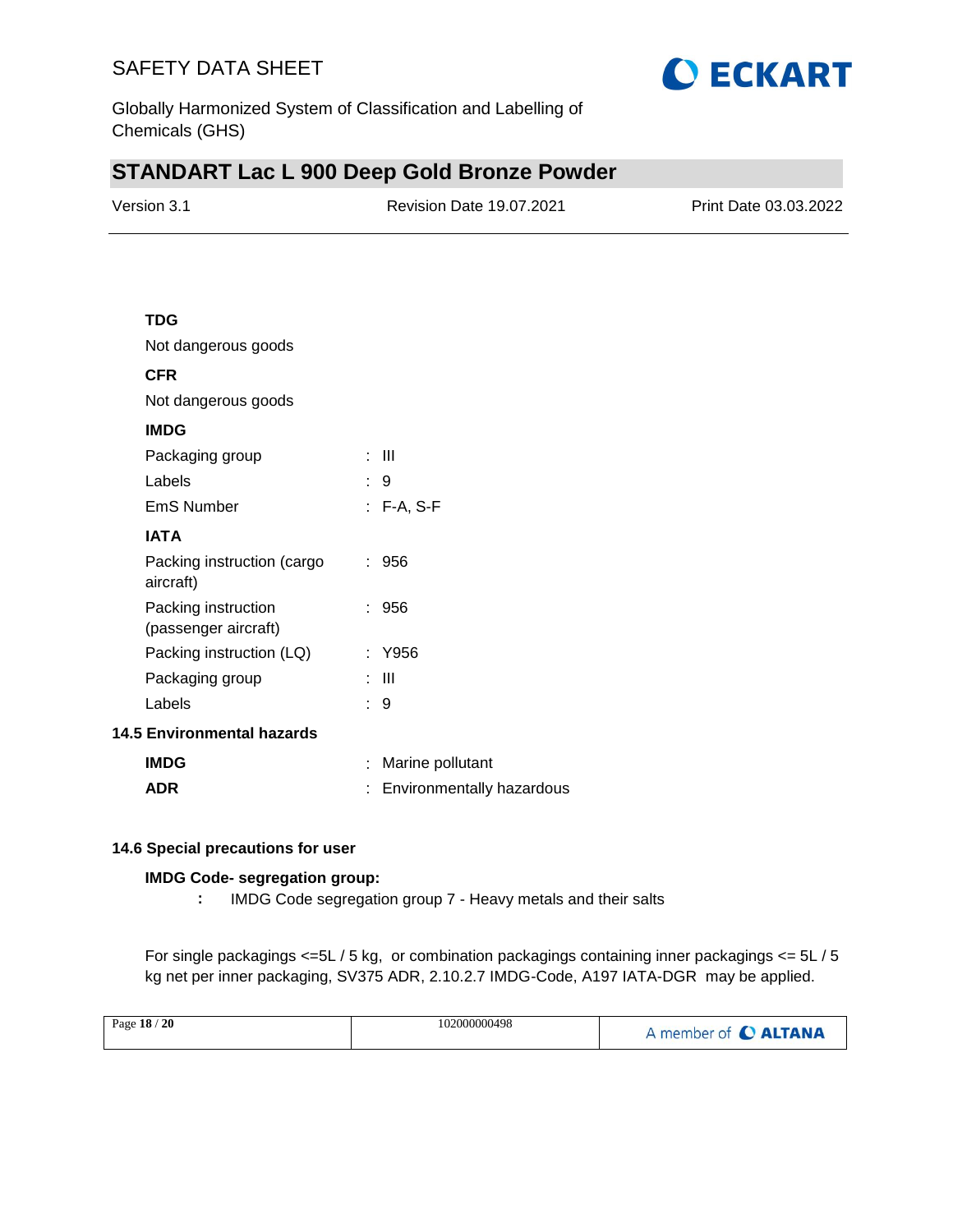**TDG**

Not dangerous goods

**CFR**

Not dangerous goods

**IMDG**

| | | |
|---|---|---|
| Packaging group | : | III |
| Labels | : | 9 |
| EmS Number | : | F-A, S-F |

**IATA**

| | | |
|---|---|---|
| Packing instruction (cargo aircraft) | : | 956 |
| Packing instruction (passenger aircraft) | : | 956 |
| Packing instruction (LQ) | : | Y956 |
| Packaging group | : | III |
| Labels | : | 9 |

### 14.5 Environmental hazards

| | | |
|---|---|---|
| **IMDG** | : | Marine pollutant |
| **ADR** | : | Environmentally hazardous |

### 14.6 Special precautions for user

**IMDG Code- segregation group:**

**:** IMDG Code segregation group 7 - Heavy metals and their salts

For single packagings <=5L / 5 kg, or combination packagings containing inner packagings <= 5L / 5 kg net per inner packaging, SV375 ADR, 2.10.2.7 IMDG-Code, A197 IATA-DGR may be applied.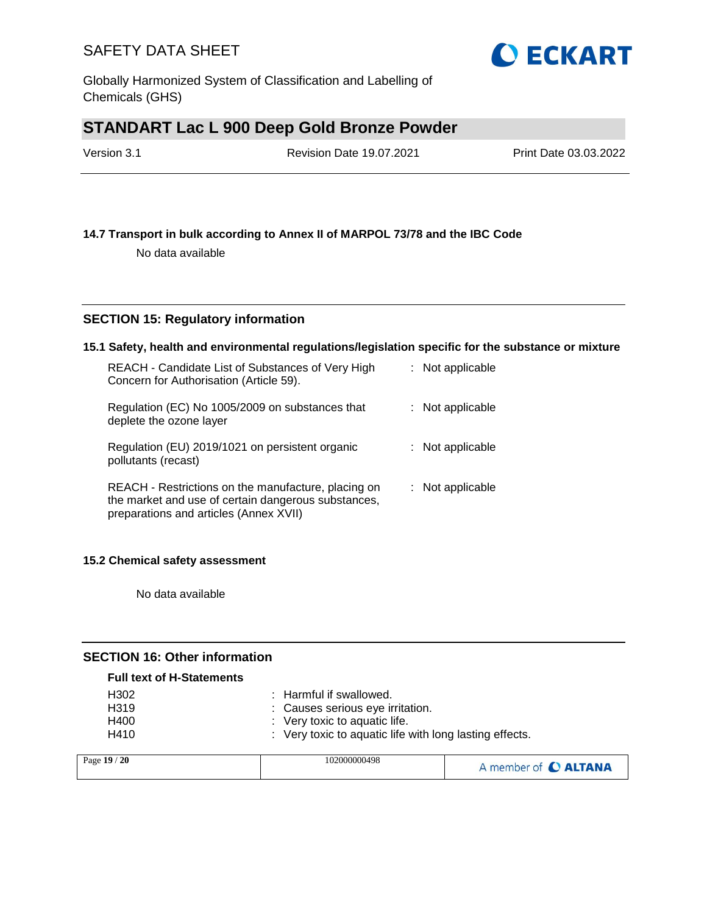### 14.7 Transport in bulk according to Annex II of MARPOL 73/78 and the IBC Code

No data available

## SECTION 15: Regulatory information

### 15.1 Safety, health and environmental regulations/legislation specific for the substance or mixture

| | |
|---|---|
| REACH - Candidate List of Substances of Very High Concern for Authorisation (Article 59). | : Not applicable |
| Regulation (EC) No 1005/2009 on substances that deplete the ozone layer | : Not applicable |
| Regulation (EU) 2019/1021 on persistent organic pollutants (recast) | : Not applicable |
| REACH - Restrictions on the manufacture, placing on the market and use of certain dangerous substances, preparations and articles (Annex XVII) | : Not applicable |

### 15.2 Chemical safety assessment

No data available

## SECTION 16: Other information

**Full text of H-Statements**

| | |
|---|---|
| H302 | : Harmful if swallowed. |
| H319 | : Causes serious eye irritation. |
| H400 | : Very toxic to aquatic life. |
| H410 | : Very toxic to aquatic life with long lasting effects. |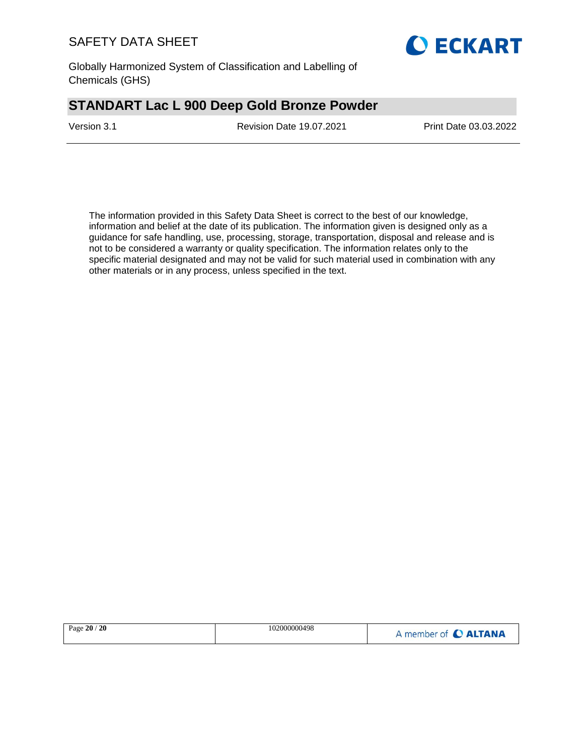The information provided in this Safety Data Sheet is correct to the best of our knowledge, information and belief at the date of its publication. The information given is designed only as a guidance for safe handling, use, processing, storage, transportation, disposal and release and is not to be considered a warranty or quality specification. The information relates only to the specific material designated and may not be valid for such material used in combination with any other materials or in any process, unless specified in the text.